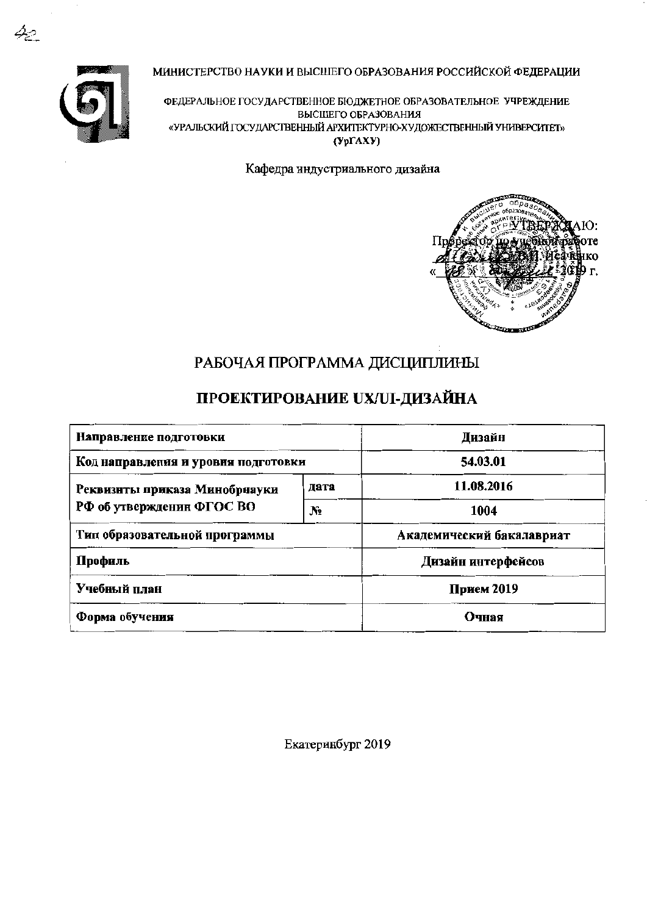МИНИСТЕРСТВО НАУКИ И ВЫСШЕГО ОБРАЗОВАНИЯ РОССИЙСКОЙ ФЕДЕРАЦИИ

ФЕДЕРАЛЬНОЕ ГОСУДАРСТВЕННОЕ БЮДЖЕТНОЕ ОБРАЗОВАТЕЛЬНОЕ УЧРЕЖДЕНИЕ ВЫСШЕГО ОБРАЗОВАНИЯ
«УРАЛЬСКИЙ ГОСУДАРСТВЕННЫЙ АРХИТЕКТУРНО-ХУДОЖЕСТВЕННЫЙ УНИВЕРСИТЕТ»
(УрГАХУ)

Кафедра индустриального дизайна

УТВЕРЖДАЮ:
Проректор по учебной работе
В.И. Исаенко
« » 2019 г.

# РАБОЧАЯ ПРОГРАММА ДИСЦИПЛИНЫ

# ПРОЕКТИРОВАНИЕ UX/UI-ДИЗАЙНА

| **Направление подготовки** | | **Дизайн** |
|---|---|---|
| **Код направления и уровня подготовки** | | **54.03.01** |
| **Реквизиты приказа Минобрнауки РФ об утверждении ФГОС ВО** | **дата** | **11.08.2016** |
| | **№** | **1004** |
| **Тип образовательной программы** | | **Академический бакалавриат** |
| **Профиль** | | **Дизайн интерфейсов** |
| **Учебный план** | | **Прием 2019** |
| **Форма обучения** | | **Очная** |

Екатеринбург 2019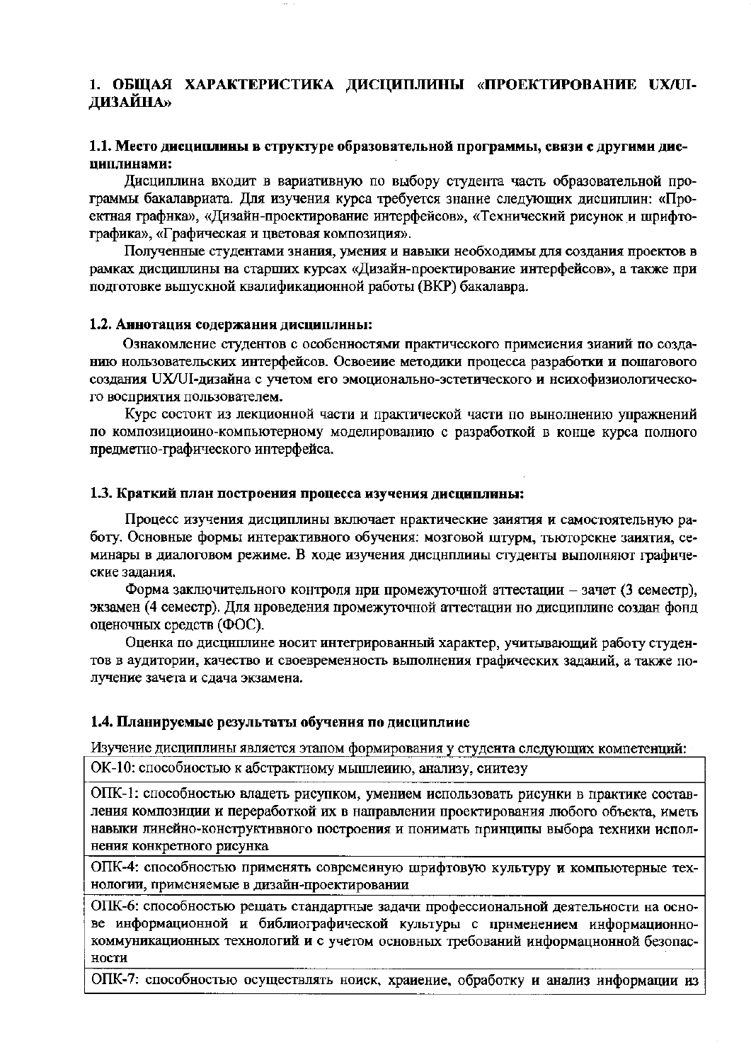# 1. ОБЩАЯ ХАРАКТЕРИСТИКА ДИСЦИПЛИНЫ «ПРОЕКТИРОВАНИЕ UX/UI-ДИЗАЙНА»

## 1.1. Место дисциплины в структуре образовательной программы, связи с другими дисциплинами:

Дисциплина входит в вариативную по выбору студента часть образовательной программы бакалавриата. Для изучения курса требуется знание следующих дисциплин: «Проектная графика», «Дизайн-проектирование интерфейсов», «Технический рисунок и шрифтографика», «Графическая и цветовая композиция».

Полученные студентами знания, умения и навыки необходимы для создания проектов в рамках дисциплины на старших курсах «Дизайн-проектирование интерфейсов», а также при подготовке выпускной квалификационной работы (ВКР) бакалавра.

## 1.2. Аннотация содержания дисциплины:

Ознакомление студентов с особенностями практического применения знаний по созданию пользовательских интерфейсов. Освоение методики процесса разработки и пошагового создания UX/UI-дизайна с учетом его эмоционально-эстетического и психофизиологического восприятия пользователем.

Курс состоит из лекционной части и практической части по выполнению упражнений по композиционно-компьютерному моделированию с разработкой в конце курса полного предметно-графического интерфейса.

## 1.3. Краткий план построения процесса изучения дисциплины:

Процесс изучения дисциплины включает практические занятия и самостоятельную работу. Основные формы интерактивного обучения: мозговой штурм, тьюторские занятия, семинары в диалоговом режиме. В ходе изучения дисциплины студенты выполняют графические задания.

Форма заключительного контроля при промежуточной аттестации – зачет (3 семестр), экзамен (4 семестр). Для проведения промежуточной аттестации по дисциплине создан фонд оценочных средств (ФОС).

Оценка по дисциплине носит интегрированный характер, учитывающий работу студентов в аудитории, качество и своевременность выполнения графических заданий, а также получение зачета и сдача экзамена.

## 1.4. Планируемые результаты обучения по дисциплине

Изучение дисциплины является этапом формирования у студента следующих компетенций:

| |
|---|
| ОК-10: способностью к абстрактному мышлению, анализу, синтезу |
| ОПК-1: способностью владеть рисунком, умением использовать рисунки в практике составления композиции и переработкой их в направлении проектирования любого объекта, иметь навыки линейно-конструктивного построения и понимать принципы выбора техники исполнения конкретного рисунка |
| ОПК-4: способностью применять современную шрифтовую культуру и компьютерные технологии, применяемые в дизайн-проектировании |
| ОПК-6: способностью решать стандартные задачи профессиональной деятельности на основе информационной и библиографической культуры с применением информационно-коммуникационных технологий и с учетом основных требований информационной безопасности |
| ОПК-7: способностью осуществлять поиск, хранение, обработку и анализ информации из |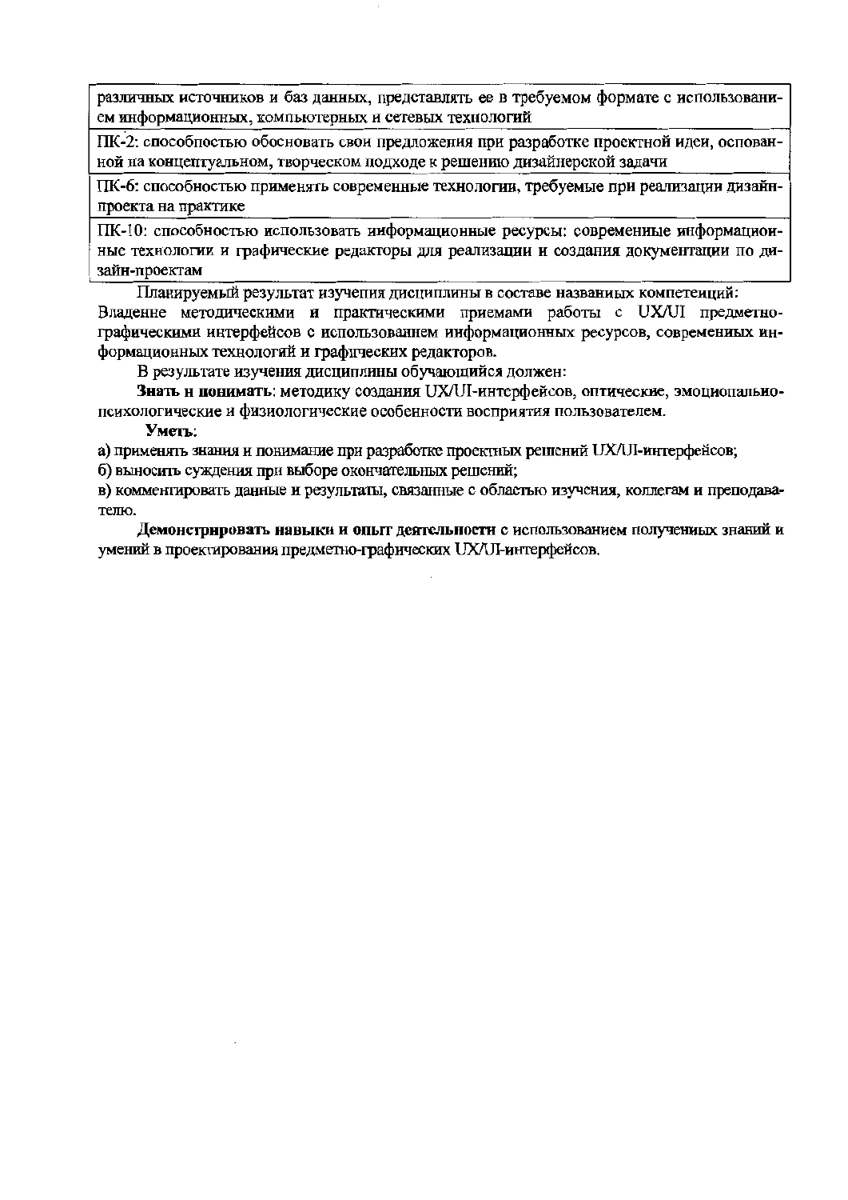| |
|---|
| различных источников и баз данных, представлять ее в требуемом формате с использованием информационных, компьютерных и сетевых технологий |
| ПК-2: способностью обосновать свои предложения при разработке проектной идеи, основанной на концептуальном, творческом подходе к решению дизайнерской задачи |
| ПК-6: способностью применять современные технологии, требуемые при реализации дизайн-проекта на практике |
| ПК-10: способностью использовать информационные ресурсы: современные информационные технологии и графические редакторы для реализации и создания документации по дизайн-проектам |

Планируемый результат изучения дисциплины в составе названных компетенций: Владение методическими и практическими приемами работы с UX/UI предметно-графическими интерфейсов с использованием информационных ресурсов, современных информационных технологий и графических редакторов.

В результате изучения дисциплины обучающийся должен:

**Знать и понимать**: методику создания UX/UI-интерфейсов, оптические, эмоционально-психологические и физиологические особенности восприятия пользователем.

**Уметь**:

а) применять знания и понимание при разработке проектных решений UX/UI-интерфейсов;

б) выносить суждения при выборе окончательных решений;

в) комментировать данные и результаты, связанные с областью изучения, коллегам и преподавателю.

**Демонстрировать навыки и опыт деятельности** с использованием полученных знаний и умений в проектирования предметно-графических UX/UI-интерфейсов.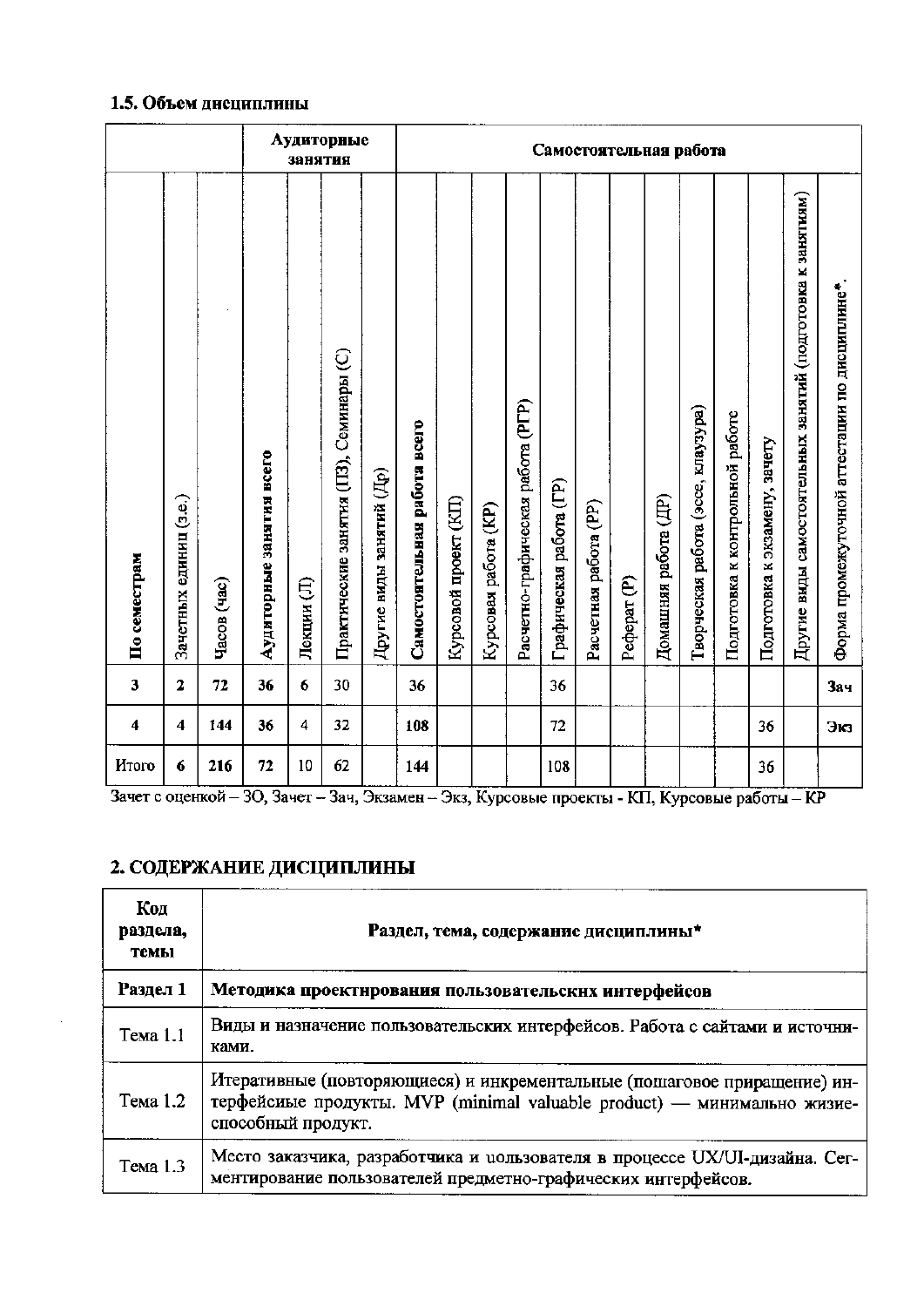### 1.5. Объем дисциплины

| | | | Аудиторные занятия | | | | Самостоятельная работа | | | | | | | | | | | | | |
|---|---|---|---|---|---|---|---|---|---|---|---|---|---|---|---|---|---|---|---|---|
| По семестрам | Зачетных единиц (з.е.) | Часов (час) | Аудиторные занятия всего | Лекции (Л) | Практические занятия (ПЗ), Семинары (С) | Другие виды занятий (Др) | Самостоятельная работа всего | Курсовой проект (КП) | Курсовая работа (КР) | Расчетно-графическая работа (РГР) | Графическая работа (ГР) | Расчетная работа (РР) | Реферат (Р) | Домашняя работа (ДР) | Творческая работа (эссе, клаузура) | Подготовка к контрольной работе | Подготовка к экзамену, зачету | Другие виды самостоятельных занятий (подготовка к занятиям) | Форма промежуточной аттестации по дисциплине* |
| 3 | 2 | 72 | 36 | 6 | 30 | | 36 | | | | 36 | | | | | | | | Зач |
| 4 | 4 | 144 | 36 | 4 | 32 | | 108 | | | | 72 | | | | | | 36 | | Экз |
| Итого | 6 | 216 | 72 | 10 | 62 | | 144 | | | | 108 | | | | | | 36 | | |

Зачет с оценкой – ЗО, Зачет – Зач, Экзамен – Экз, Курсовые проекты - КП, Курсовые работы – КР

## 2. СОДЕРЖАНИЕ ДИСЦИПЛИНЫ

| Код раздела, темы | Раздел, тема, содержание дисциплины* |
|---|---|
| **Раздел 1** | **Методика проектирования пользовательских интерфейсов** |
| Тема 1.1 | Виды и назначение пользовательских интерфейсов. Работа с сайтами и источниками. |
| Тема 1.2 | Итеративные (повторяющиеся) и инкрементальные (пошаговое приращение) интерфейсные продукты. MVP (minimal valuable product) — минимально жизнеспособный продукт. |
| Тема 1.3 | Место заказчика, разработчика и пользователя в процессе UX/UI-дизайна. Сегментирование пользователей предметно-графических интерфейсов. |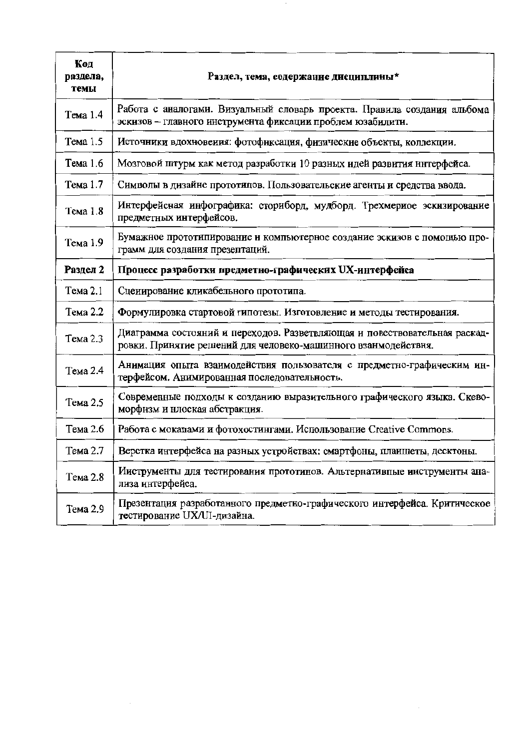| Код раздела, темы | Раздел, тема, содержание дисциплины* |
|---|---|
| Тема 1.4 | Работа с аналогами. Визуальный словарь проекта. Правила создания альбома эскизов – главного инструмента фиксации проблем юзабилити. |
| Тема 1.5 | Источники вдохновения: фотофиксация, физические объекты, коллекции. |
| Тема 1.6 | Мозговой штурм как метод разработки 10 разных идей развития интерфейса. |
| Тема 1.7 | Символы в дизайне прототипов. Пользовательские агенты и средства ввода. |
| Тема 1.8 | Интерфейсная инфографика: сториборд, мудборд. Трехмерное эскизирование предметных интерфейсов. |
| Тема 1.9 | Бумажное прототипирование и компьютерное создание эскизов с помощью программ для создания презентаций. |
| **Раздел 2** | **Процесс разработки предметно-графических UX-интерфейса** |
| Тема 2.1 | Сценирование кликабельного прототипа. |
| Тема 2.2 | Формулировка стартовой гипотезы. Изготовление и методы тестирования. |
| Тема 2.3 | Диаграмма состояний и переходов. Разветвляющая и повествовательная раскадровки. Принятие решений для человеко-машинного взаимодействия. |
| Тема 2.4 | Анимация опыта взаимодействия пользователя с предметно-графическим интерфейсом. Анимированная последовательность. |
| Тема 2.5 | Современные подходы к созданию выразительного графического языка. Скевоморфизм и плоская абстракция. |
| Тема 2.6 | Работа с мокапами и фотохостингами. Использование Creative Commons. |
| Тема 2.7 | Верстка интерфейса на разных устройствах: смартфоны, планшеты, десктопы. |
| Тема 2.8 | Инструменты для тестирования прототипов. Альтернативные инструменты анализа интерфейса. |
| Тема 2.9 | Презентация разработанного предметно-графического интерфейса. Критическое тестирование UX/UI-дизайна. |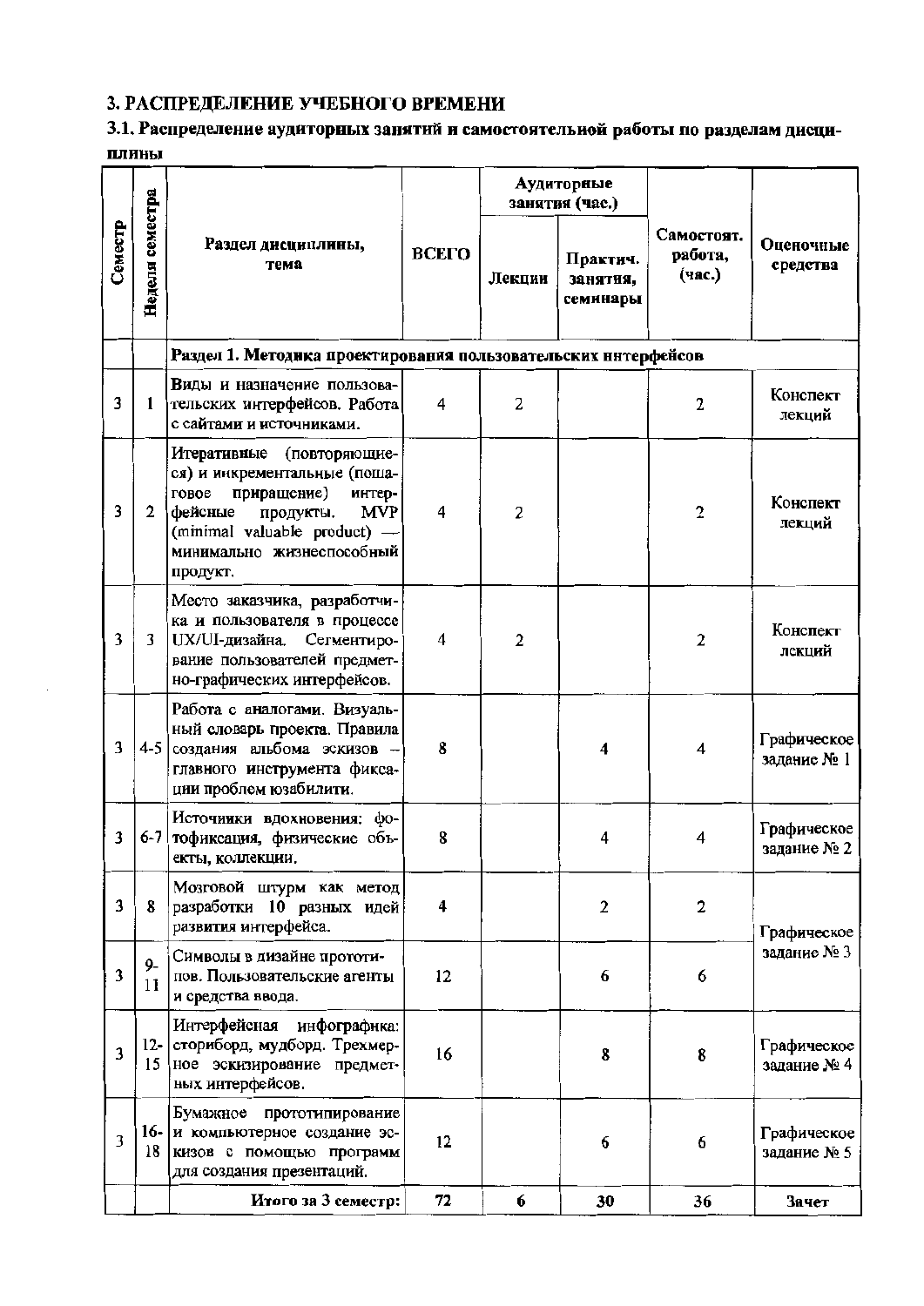## 3. РАСПРЕДЕЛЕНИЕ УЧЕБНОГО ВРЕМЕНИ

### 3.1. Распределение аудиторных занятий и самостоятельной работы по разделам дисциплины

| Семестр | Неделя семестра | Раздел дисциплины, тема | ВСЕГО | Аудиторные занятия (час.) | | Самостоят. работа, (час.) | Оценочные средства |
|---|---|---|---|---|---|---|---|
| | | | | Лекции | Практич. занятия, семинары | | |
| | | **Раздел 1. Методика проектирования пользовательских интерфейсов** | | | | | |
| 3 | 1 | Виды и назначение пользовательских интерфейсов. Работа с сайтами и источниками. | 4 | 2 | | 2 | Конспект лекций |
| 3 | 2 | Итеративные (повторяющиеся) и инкрементальные (пошаговое приращение) интерфейсные продукты. MVP (minimal valuable product) — минимально жизнеспособный продукт. | 4 | 2 | | 2 | Конспект лекций |
| 3 | 3 | Место заказчика, разработчика и пользователя в процессе UX/UI-дизайна. Сегментирование пользователей предметно-графических интерфейсов. | 4 | 2 | | 2 | Конспект лекций |
| 3 | 4-5 | Работа с аналогами. Визуальный словарь проекта. Правила создания альбома эскизов – главного инструмента фиксации проблем юзабилити. | 8 | | 4 | 4 | Графическое задание № 1 |
| 3 | 6-7 | Источники вдохновения: фотофиксация, физические объекты, коллекции. | 8 | | 4 | 4 | Графическое задание № 2 |
| 3 | 8 | Мозговой штурм как метод разработки 10 разных идей развития интерфейса. | 4 | | 2 | 2 | Графическое задание № 3 |
| 3 | 9-11 | Символы в дизайне прототипов. Пользовательские агенты и средства ввода. | 12 | | 6 | 6 | |
| 3 | 12-15 | Интерфейсная инфографика: сториборд, мудборд. Трехмерное эскизирование предметных интерфейсов. | 16 | | 8 | 8 | Графическое задание № 4 |
| 3 | 16-18 | Бумажное прототипирование и компьютерное создание эскизов с помощью программ для создания презентаций. | 12 | | 6 | 6 | Графическое задание № 5 |
| | | **Итого за 3 семестр:** | **72** | **6** | **30** | **36** | **Зачет** |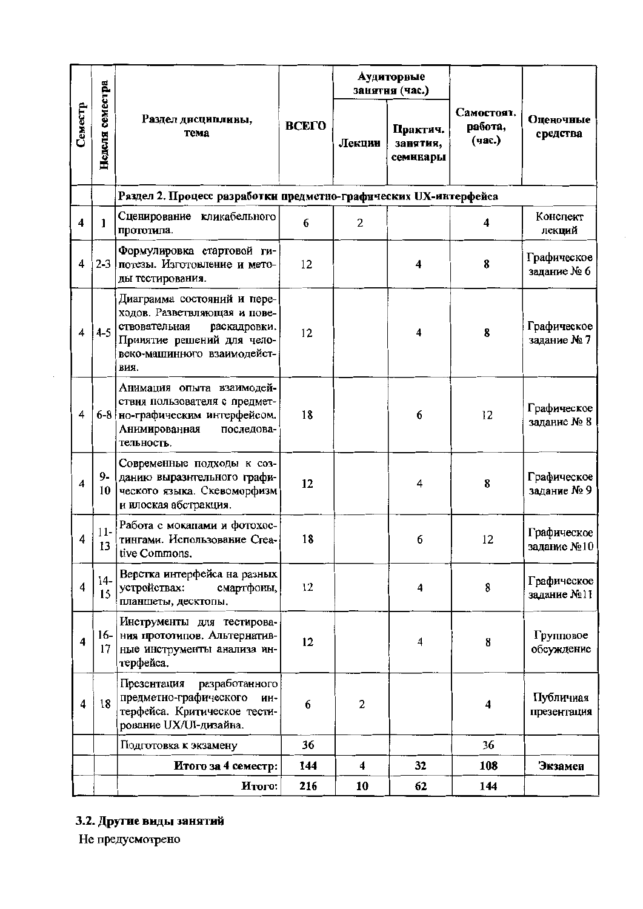| Семестр | Неделя семестра | Раздел дисциплины, тема | ВСЕГО | Аудиторные занятия (час.) | | Самостоят. работа, (час.) | Оценочные средства |
|---|---|---|---|---|---|---|---|
| | | | | Лекции | Практич. занятия, семинары | | |
| | | **Раздел 2. Процесс разработки предметно-графических UX-интерфейса** | | | | | |
| 4 | 1 | Сценирование кликабельного прототипа. | 6 | 2 | | 4 | Конспект лекций |
| 4 | 2-3 | Формулировка стартовой гипотезы. Изготовление и методы тестирования. | 12 | | 4 | 8 | Графическое задание № 6 |
| 4 | 4-5 | Диаграмма состояний и переходов. Разветвляющая и повествовательная раскадровки. Принятие решений для человеко-машинного взаимодействия. | 12 | | 4 | 8 | Графическое задание № 7 |
| 4 | 6-8 | Анимация опыта взаимодействия пользователя с предметно-графическим интерфейсом. Анимированная последовательность. | 18 | | 6 | 12 | Графическое задание № 8 |
| 4 | 9-10 | Современные подходы к созданию выразительного графического языка. Скевоморфизм и плоская абстракция. | 12 | | 4 | 8 | Графическое задание № 9 |
| 4 | 11-13 | Работа с мокапами и фотохостингами. Использование Creative Commons. | 18 | | 6 | 12 | Графическое задание №10 |
| 4 | 14-15 | Верстка интерфейса на разных устройствах: смартфоны, планшеты, десктопы. | 12 | | 4 | 8 | Графическое задание №11 |
| 4 | 16-17 | Инструменты для тестирования прототипов. Альтернативные инструменты анализа интерфейса. | 12 | | 4 | 8 | Групповое обсуждение |
| 4 | 18 | Презентация разработанного предметно-графического интерфейса. Критическое тестирование UX/UI-дизайна. | 6 | 2 | | 4 | Публичная презентация |
| | | Подготовка к экзамену | 36 | | | 36 | |
| | | **Итого за 4 семестр:** | **144** | **4** | **32** | **108** | **Экзамен** |
| | | **Итого:** | **216** | **10** | **62** | **144** | |

### 3.2. Другие виды занятий

Не предусмотрено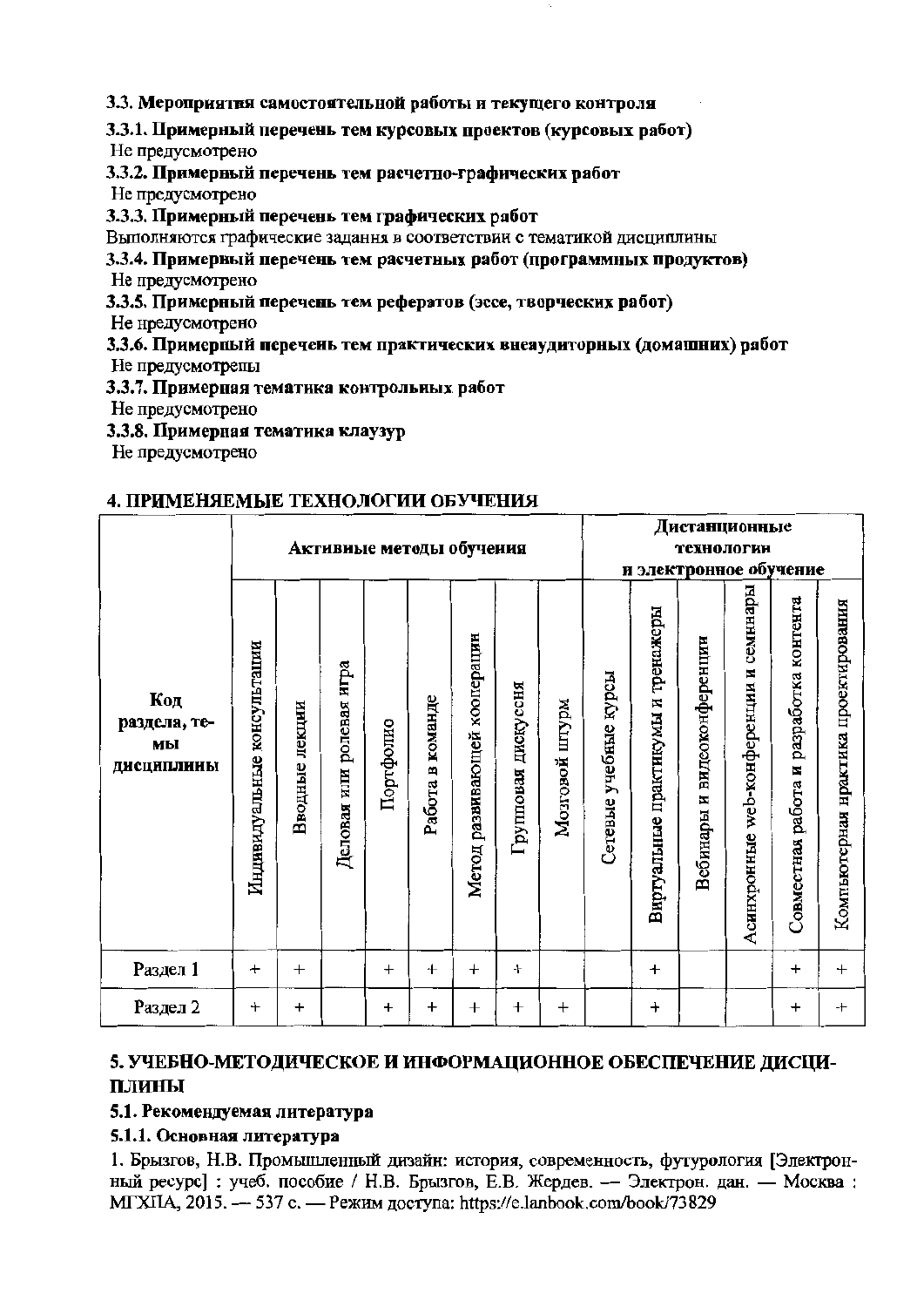**3.3. Мероприятия самостоятельной работы и текущего контроля**

**3.3.1. Примерный перечень тем курсовых проектов (курсовых работ)**

Не предусмотрено

**3.3.2. Примерный перечень тем расчетно-графических работ**

Не предусмотрено

**3.3.3. Примерный перечень тем графических работ**

Выполняются графические задания в соответствии с тематикой дисциплины

**3.3.4. Примерный перечень тем расчетных работ (программных продуктов)**

Не предусмотрено

**3.3.5. Примерный перечень тем рефератов (эссе, творческих работ)**

Не предусмотрено

**3.3.6. Примерный перечень тем практических внеаудиторных (домашних) работ**

Не предусмотрены

**3.3.7. Примерная тематика контрольных работ**

Не предусмотрено

**3.3.8. Примерная тематика клаузур**

Не предусмотрено

## 4. ПРИМЕНЯЕМЫЕ ТЕХНОЛОГИИ ОБУЧЕНИЯ

| Код раздела, темы дисциплины | Активные методы обучения | | | | | | | | Дистанционные технологии и электронное обучение | | | | | |
|---|---|---|---|---|---|---|---|---|---|---|---|---|---|---|
| | Индивидуальные консультации | Вводные лекции | Деловая или ролевая игра | Портфолио | Работа в команде | Метод развивающей кооперации | Групповая дискуссия | Мозговой штурм | Сетевые учебные курсы | Виртуальные практикумы и тренажеры | Вебинары и видеоконференции | Асинхронные web-конференции и семинары | Совместная работа и разработка контента | Компьютерная практика проектирования |
| Раздел 1 | + | + | | + | + | + | + | | | + | | | + | + |
| Раздел 2 | + | + | | + | + | + | + | + | | + | | | + | + |

## 5. УЧЕБНО-МЕТОДИЧЕСКОЕ И ИНФОРМАЦИОННОЕ ОБЕСПЕЧЕНИЕ ДИСЦИПЛИНЫ

### 5.1. Рекомендуемая литература

#### 5.1.1. Основная литература

1. Брызгов, Н.В. Промышленный дизайн: история, современность, футурология [Электронный ресурс] : учеб. пособие / Н.В. Брызгов, Е.В. Жердев. — Электрон. дан. — Москва : МГХПА, 2015. — 537 с. — Режим доступа: https://e.lanbook.com/book/73829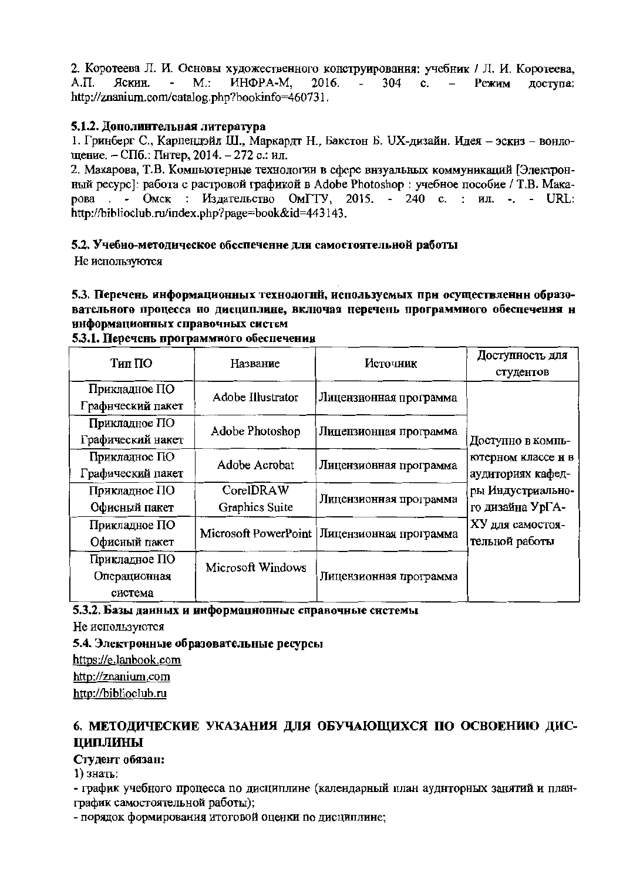2. Коротеева Л. И. Основы художественного конструирования: учебник / Л. И. Коротеева, А.П. Яскин. - М.: ИНФРА-М, 2016. - 304 с. – Режим доступа: http://znanium.com/catalog.php?bookinfo=460731.

**5.1.2. Дополнительная литература**

1. Гринберг С., Карпендэйл Ш., Маркардт Н., Бакстон Б. UX-дизайн. Идея – эскиз – воплощение. – СПб.: Питер, 2014. – 272 с.: ил.
2. Махарова, Т.В. Компьютерные технологии в сфере визуальных коммуникаций [Электронный ресурс]: работа с растровой графикой в Adobe Photoshop : учебное пособие / Т.В. Махарова . - Омск : Издательство ОмГТУ, 2015. - 240 с. : ил. -. - URL: http://biblioclub.ru/index.php?page=book&id=443143.

**5.2. Учебно-методическое обеспечение для самостоятельной работы**

Не используются

**5.3. Перечень информационных технологий, используемых при осуществлении образовательного процесса по дисциплине, включая перечень программного обеспечения и информационных справочных систем**

**5.3.1. Перечень программного обеспечения**

| Тип ПО | Название | Источник | Доступность для студентов |
|---|---|---|---|
| Прикладное ПО Графический пакет | Adobe Illustrator | Лицензионная программа | Доступно в компьютерном классе и в аудиториях кафедры Индустриального дизайна УрГАХУ для самостоятельной работы |
| Прикладное ПО Графический пакет | Adobe Photoshop | Лицензионная программа | |
| Прикладное ПО Графический пакет | Adobe Acrobat | Лицензионная программа | |
| Прикладное ПО Офисный пакет | CorelDRAW Graphics Suite | Лицензионная программа | |
| Прикладное ПО Офисный пакет | Microsoft PowerPoint | Лицензионная программа | |
| Прикладное ПО Операционная система | Microsoft Windows | Лицензионная программа | |

**5.3.2. Базы данных и информационные справочные системы**

Не используются

**5.4. Электронные образовательные ресурсы**

https://e.lanbook.com

http://znanium.com

http://biblioclub.ru

## 6. МЕТОДИЧЕСКИЕ УКАЗАНИЯ ДЛЯ ОБУЧАЮЩИХСЯ ПО ОСВОЕНИЮ ДИСЦИПЛИНЫ

**Студент обязан:**

1) знать:

- график учебного процесса по дисциплине (календарный план аудиторных занятий и план-график самостоятельной работы);
- порядок формирования итоговой оценки по дисциплине;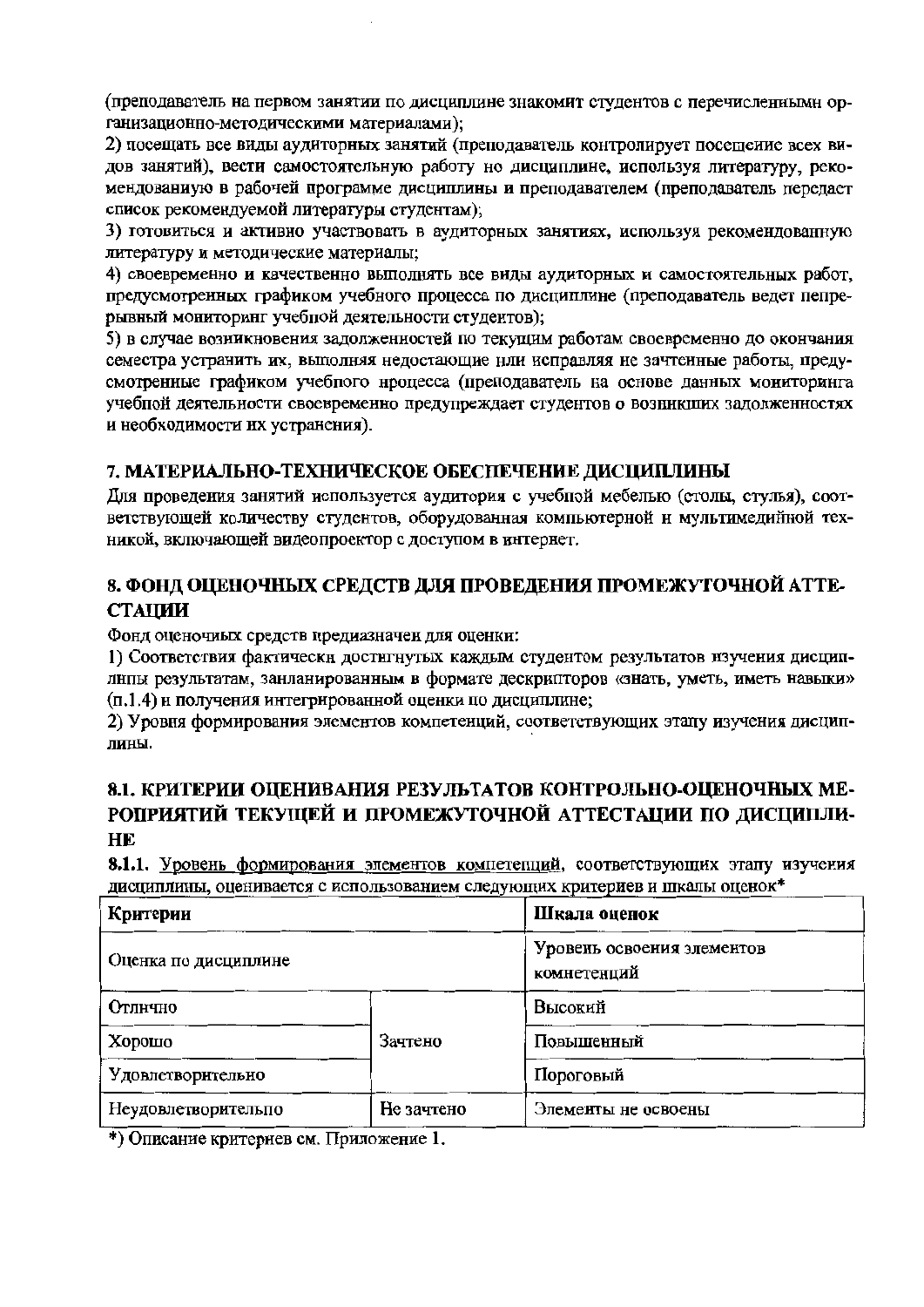(преподаватель на первом занятии по дисциплине знакомит студентов с перечисленными организационно-методическими материалами);

2) посещать все виды аудиторных занятий (преподаватель контролирует посещение всех видов занятий), вести самостоятельную работу по дисциплине, используя литературу, рекомендованную в рабочей программе дисциплины и преподавателем (преподаватель передает список рекомендуемой литературы студентам);

3) готовиться и активно участвовать в аудиторных занятиях, используя рекомендованную литературу и методические материалы;

4) своевременно и качественно выполнять все виды аудиторных и самостоятельных работ, предусмотренных графиком учебного процесса по дисциплине (преподаватель ведет непрерывный мониторинг учебной деятельности студентов);

5) в случае возникновения задолженностей по текущим работам своевременно до окончания семестра устранить их, выполняя недостающие или исправляя не зачтенные работы, предусмотренные графиком учебного процесса (преподаватель на основе данных мониторинга учебной деятельности своевременно предупреждает студентов о возникших задолженностях и необходимости их устранения).

## 7. МАТЕРИАЛЬНО-ТЕХНИЧЕСКОЕ ОБЕСПЕЧЕНИЕ ДИСЦИПЛИНЫ

Для проведения занятий используется аудитория с учебной мебелью (столы, стулья), соответствующей количеству студентов, оборудованная компьютерной и мультимедийной техникой, включающей видеопроектор с доступом в интернет.

## 8. ФОНД ОЦЕНОЧНЫХ СРЕДСТВ ДЛЯ ПРОВЕДЕНИЯ ПРОМЕЖУТОЧНОЙ АТТЕСТАЦИИ

Фонд оценочных средств предназначен для оценки:

1) Соответствия фактически достигнутых каждым студентом результатов изучения дисциплины результатам, запланированным в формате дескрипторов «знать, уметь, иметь навыки» (п.1.4) и получения интегрированной оценки по дисциплине;

2) Уровня формирования элементов компетенций, соответствующих этапу изучения дисциплины.

### 8.1. КРИТЕРИИ ОЦЕНИВАНИЯ РЕЗУЛЬТАТОВ КОНТРОЛЬНО-ОЦЕНОЧНЫХ МЕРОПРИЯТИЙ ТЕКУЩЕЙ И ПРОМЕЖУТОЧНОЙ АТТЕСТАЦИИ ПО ДИСЦИПЛИНЕ

**8.1.1.** Уровень формирования элементов компетенций, соответствующих этапу изучения дисциплины, оценивается с использованием следующих критериев и шкалы оценок*

| **Критерии** | | **Шкала оценок** |
|---|---|---|
| Оценка по дисциплине | | Уровень освоения элементов компетенций |
| Отлично | Зачтено | Высокий |
| Хорошо | | Повышенный |
| Удовлетворительно | | Пороговый |
| Неудовлетворительно | Не зачтено | Элементы не освоены |

*) Описание критериев см. Приложение 1.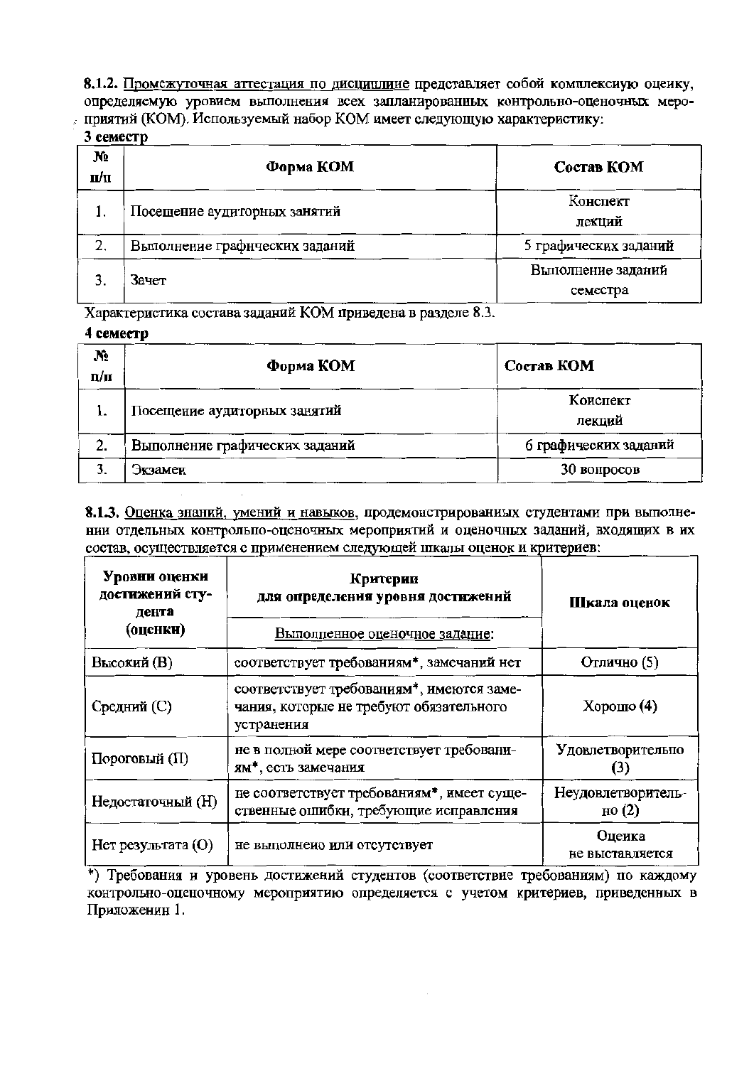**8.1.2.** Промежуточная аттестация по дисциплине представляет собой комплексную оценку, определяемую уровнем выполнения всех запланированных контрольно-оценочных мероприятий (КОМ). Используемый набор КОМ имеет следующую характеристику:

**3 семестр**

| № п/п | Форма КОМ | Состав КОМ |
|---|---|---|
| 1. | Посещение аудиторных занятий | Конспект лекций |
| 2. | Выполнение графических заданий | 5 графических заданий |
| 3. | Зачет | Выполнение заданий семестра |

Характеристика состава заданий КОМ приведена в разделе 8.3.

**4 семестр**

| № п/п | Форма КОМ | Состав КОМ |
|---|---|---|
| 1. | Посещение аудиторных занятий | Конспект лекций |
| 2. | Выполнение графических заданий | 6 графических заданий |
| 3. | Экзамен | 30 вопросов |

**8.1.3.** Оценка знаний, умений и навыков, продемонстрированных студентами при выполнении отдельных контрольно-оценочных мероприятий и оценочных заданий, входящих в их состав, осуществляется с применением следующей шкалы оценок и критериев:

| Уровни оценки достижений студента (оценки) | Критерии для определения уровня достижений | Шкала оценок |
|---|---|---|
| | Выполненное оценочное задание: | |
| Высокий (В) | соответствует требованиям*, замечаний нет | Отлично (5) |
| Средний (С) | соответствует требованиям*, имеются замечания, которые не требуют обязательного устранения | Хорошо (4) |
| Пороговый (П) | не в полной мере соответствует требованиям*, есть замечания | Удовлетворительно (3) |
| Недостаточный (Н) | не соответствует требованиям*, имеет существенные ошибки, требующие исправления | Неудовлетворительно (2) |
| Нет результата (О) | не выполнено или отсутствует | Оценка не выставляется |

*) Требования и уровень достижений студентов (соответствие требованиям) по каждому контрольно-оценочному мероприятию определяется с учетом критериев, приведенных в Приложении 1.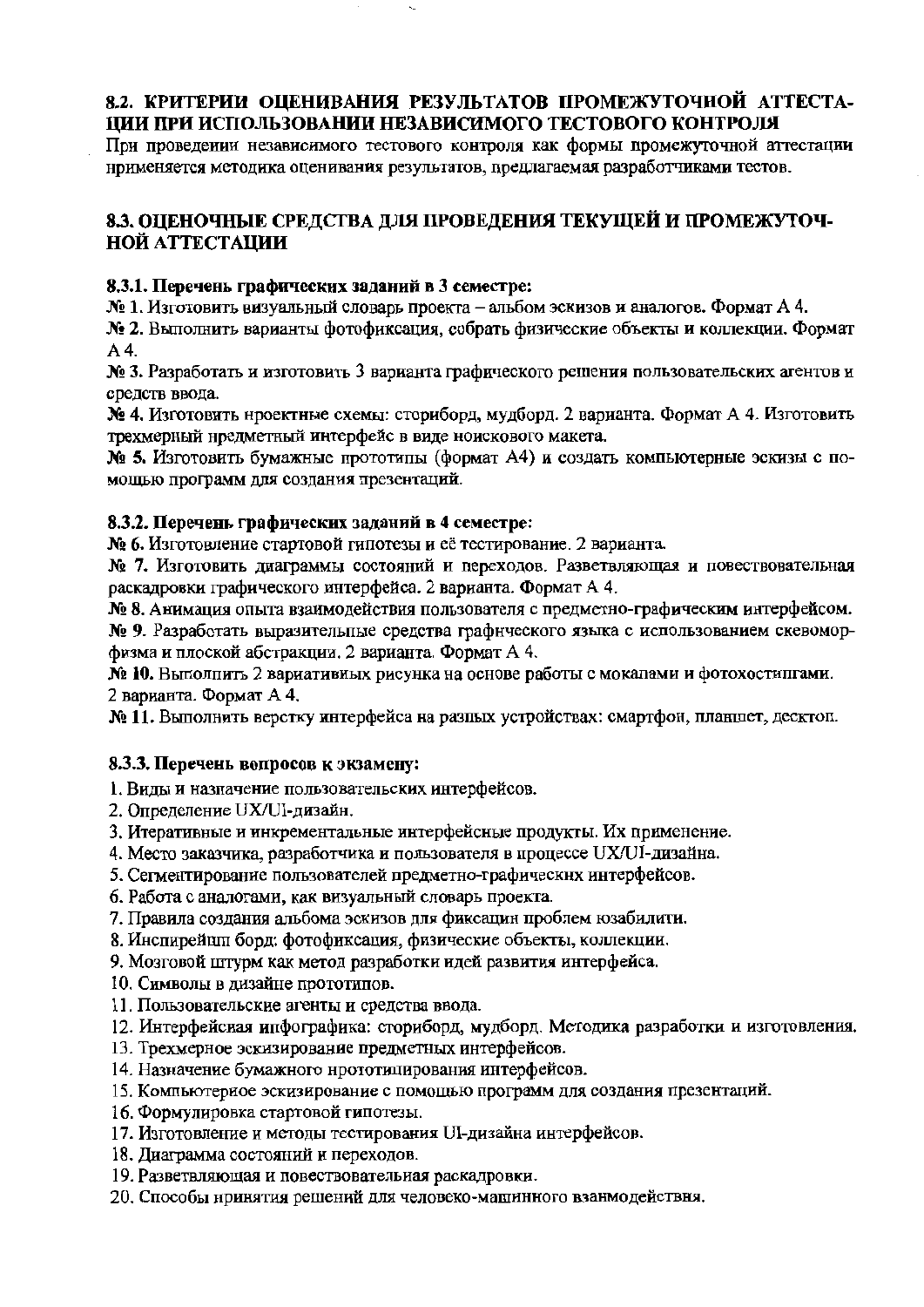## 8.2. КРИТЕРИИ ОЦЕНИВАНИЯ РЕЗУЛЬТАТОВ ПРОМЕЖУТОЧНОЙ АТТЕСТАЦИИ ПРИ ИСПОЛЬЗОВАНИИ НЕЗАВИСИМОГО ТЕСТОВОГО КОНТРОЛЯ

При проведении независимого тестового контроля как формы промежуточной аттестации применяется методика оценивания результатов, предлагаемая разработчиками тестов.

## 8.3. ОЦЕНОЧНЫЕ СРЕДСТВА ДЛЯ ПРОВЕДЕНИЯ ТЕКУЩЕЙ И ПРОМЕЖУТОЧНОЙ АТТЕСТАЦИИ

### 8.3.1. Перечень графических заданий в 3 семестре:

**№ 1.** Изготовить визуальный словарь проекта – альбом эскизов и аналогов. Формат А 4.

**№ 2.** Выполнить варианты фотофиксация, собрать физические объекты и коллекции. Формат А 4.

**№ 3.** Разработать и изготовить 3 варианта графического решения пользовательских агентов и средств ввода.

**№ 4.** Изготовить проектные схемы: сториборд, мудборд. 2 варианта. Формат А 4. Изготовить трехмерный предметный интерфейс в виде поискового макета.

**№ 5.** Изготовить бумажные прототипы (формат А4) и создать компьютерные эскизы с помощью программ для создания презентаций.

### 8.3.2. Перечень графических заданий в 4 семестре:

**№ 6.** Изготовление стартовой гипотезы и её тестирование. 2 варианта.

**№ 7.** Изготовить диаграммы состояний и переходов. Разветвляющая и повествовательная раскадровки графического интерфейса. 2 варианта. Формат А 4.

**№ 8.** Анимация опыта взаимодействия пользователя с предметно-графическим интерфейсом.

**№ 9.** Разработать выразительные средства графического языка с использованием скевоморфизма и плоской абстракции. 2 варианта. Формат А 4.

**№ 10.** Выполнить 2 вариативных рисунка на основе работы с мокапами и фотохостингами. 2 варианта. Формат А 4.

**№ 11.** Выполнить верстку интерфейса на разных устройствах: смартфон, планшет, десктоп.

### 8.3.3. Перечень вопросов к экзамену:

1. Виды и назначение пользовательских интерфейсов.
2. Определение UX/UI-дизайн.
3. Итеративные и инкрементальные интерфейсные продукты. Их применение.
4. Место заказчика, разработчика и пользователя в процессе UX/UI-дизайна.
5. Сегментирование пользователей предметно-графических интерфейсов.
6. Работа с аналогами, как визуальный словарь проекта.
7. Правила создания альбома эскизов для фиксации проблем юзабилити.
8. Инспирейшн борд: фотофиксация, физические объекты, коллекции.
9. Мозговой штурм как метод разработки идей развития интерфейса.
10. Символы в дизайне прототипов.
11. Пользовательские агенты и средства ввода.
12. Интерфейсная инфографика: сториборд, мудборд. Методика разработки и изготовления.
13. Трехмерное эскизирование предметных интерфейсов.
14. Назначение бумажного прототипирования интерфейсов.
15. Компьютерное эскизирование с помощью программ для создания презентаций.
16. Формулировка стартовой гипотезы.
17. Изготовление и методы тестирования UI-дизайна интерфейсов.
18. Диаграмма состояний и переходов.
19. Разветвляющая и повествовательная раскадровки.
20. Способы принятия решений для человеко-машинного взаимодействия.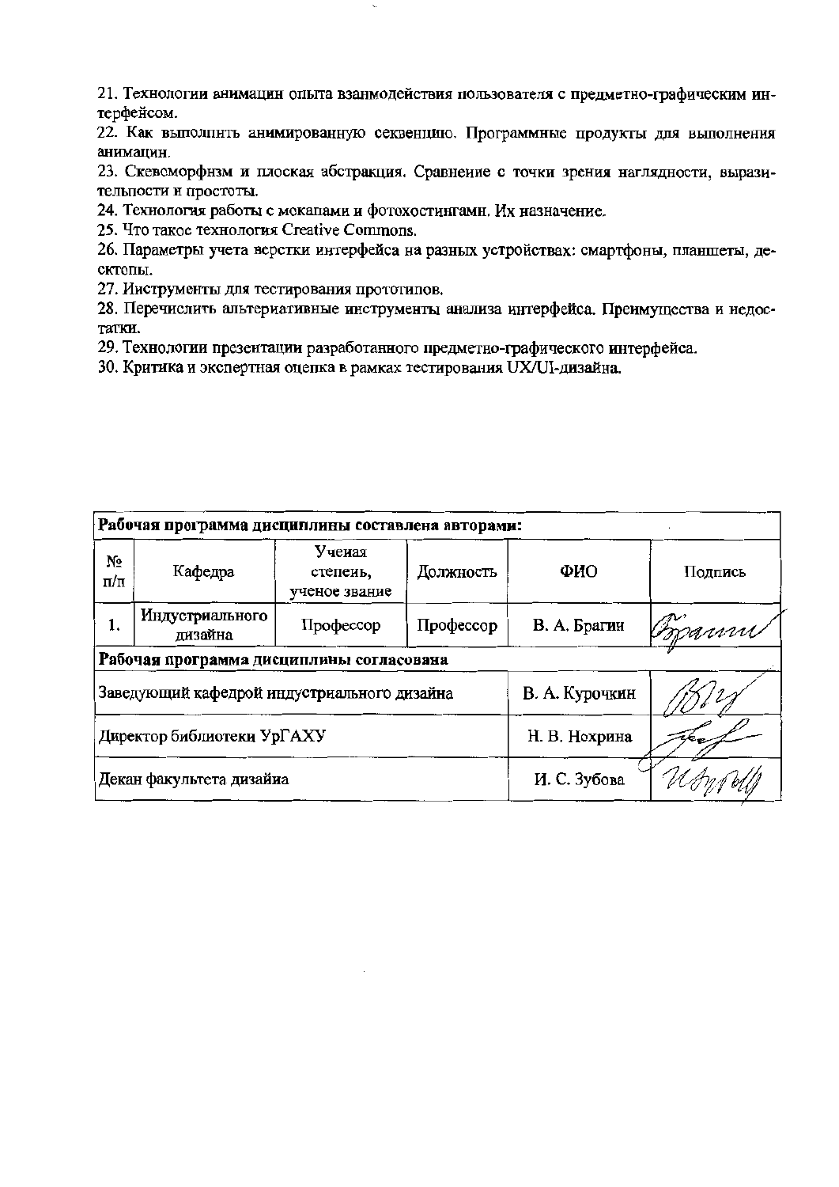21. Технологии анимации опыта взаимодействия пользователя с предметно-графическим интерфейсом.

22. Как выполнить анимированную секвенцию. Программные продукты для выполнения анимации.

23. Скевоморфизм и плоская абстракция. Сравнение с точки зрения наглядности, выразительности и простоты.

24. Технология работы с мокапами и фотохостингами. Их назначение.

25. Что такое технология Creative Commons.

26. Параметры учета верстки интерфейса на разных устройствах: смартфоны, планшеты, десктопы.

27. Инструменты для тестирования прототипов.

28. Перечислить альтернативные инструменты анализа интерфейса. Преимущества и недостатки.

29. Технологии презентации разработанного предметно-графического интерфейса.

30. Критика и экспертная оценка в рамках тестирования UX/UI-дизайна.

| **Рабочая программа дисциплины составлена авторами:** | | | | | |
|---|---|---|---|---|---|
| № п/п | Кафедра | Ученая степень, ученое звание | Должность | ФИО | Подпись |
| 1. | Индустриального дизайна | Профессор | Профессор | В. А. Брагин | Брагин |
| **Рабочая программа дисциплины согласована** | | | | | |
| Заведующий кафедрой индустриального дизайна | | | | В. А. Курочкин | |
| Директор библиотеки УрГАХУ | | | | Н. В. Нохрина | |
| Декан факультета дизайна | | | | И. С. Зубова | |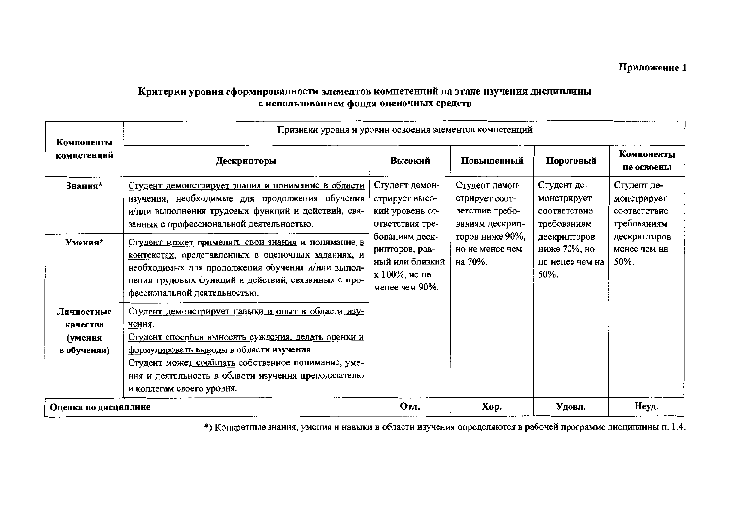**Приложение 1**

**Критерии уровня сформированности элементов компетенций на этапе изучения дисциплины с использованием фонда оценочных средств**

| Компоненты компетенций | Признаки уровня и уровни освоения элементов компетенций | | | | |
|---|---|---|---|---|---|
| | **Дескрипторы** | **Высокий** | **Повышенный** | **Пороговый** | **Компоненты не освоены** |
| **Знания*** | Студент демонстрирует знания и понимание в области изучения, необходимые для продолжения обучения и/или выполнения трудовых функций и действий, связанных с профессиональной деятельностью. | Студент демонстрирует высокий уровень соответствия требованиям дескрипторов, равный или близкий к 100%, но не менее чем 90%. | Студент демонстрирует соответствие требованиям дескрипторов ниже 90%, но не менее чем на 70%. | Студент демонстрирует соответствие требованиям дескрипторов ниже 70%, но не менее чем на 50%. | Студент демонстрирует соответствие требованиям дескрипторов менее чем на 50%. |
| **Умения*** | Студент может применять свои знания и понимание в контекстах, представленных в оценочных заданиях, и необходимых для продолжения обучения и/или выполнения трудовых функций и действий, связанных с профессиональной деятельностью. | | | | |
| **Личностные качества (умения в обучении)** | Студент демонстрирует навыки и опыт в области изучения. Студент способен выносить суждения, делать оценки и формулировать выводы в области изучения. Студент может сообщать собственное понимание, умения и деятельность в области изучения преподавателю и коллегам своего уровня. | | | | |
| **Оценка по дисциплине** | | **Отл.** | **Хор.** | **Удовл.** | **Неуд.** |

*) Конкретные знания, умения и навыки в области изучения определяются в рабочей программе дисциплины п. 1.4.